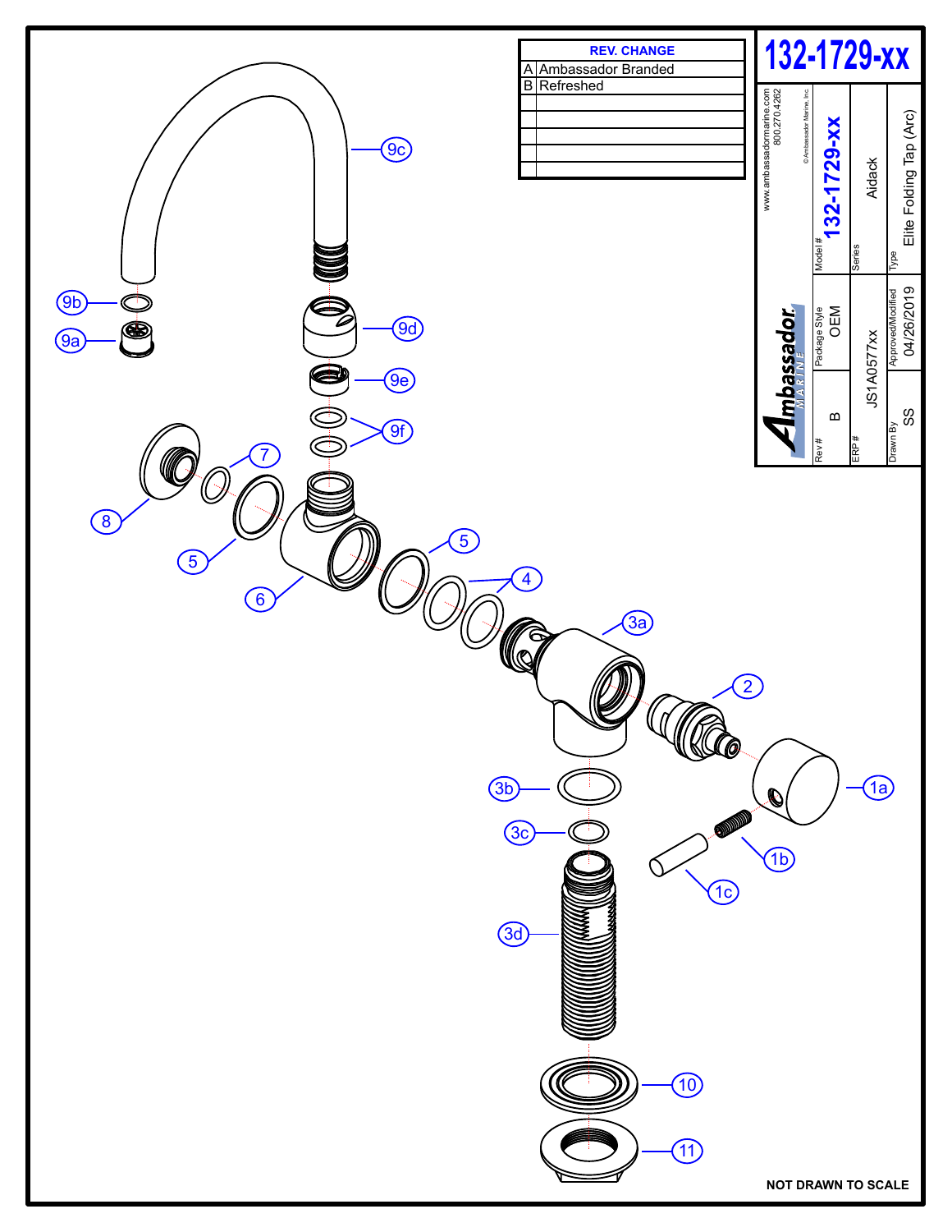# 132-1729-xx

| REV. | CHANGE |
|---|---|
| A | Ambassador Branded |
| B | Refreshed |
| | |
| | |
| | |
| | |

www.ambassadormarine.com
800.270.4262

© Ambassador Marine, Inc.

Ambassador MARINE

| Rev # | Package Style | Model # |
|---|---|---|
| B | OEM | 132-1729-xx |

| ERP # | Series |
|---|---|
| JS1A0577xx | Aidack |

| Drawn By | Approved/Modified | Type |
|---|---|---|
| SS | 04/26/2019 | Elite Folding Tap (Arc) |

9c, 9b, 9a, 9d, 9e, 9f, 8, 7, 5, 6, 5, 4, 3a, 2, 1a, 3b, 3c, 1b, 1c, 3d, 10, 11

**NOT DRAWN TO SCALE**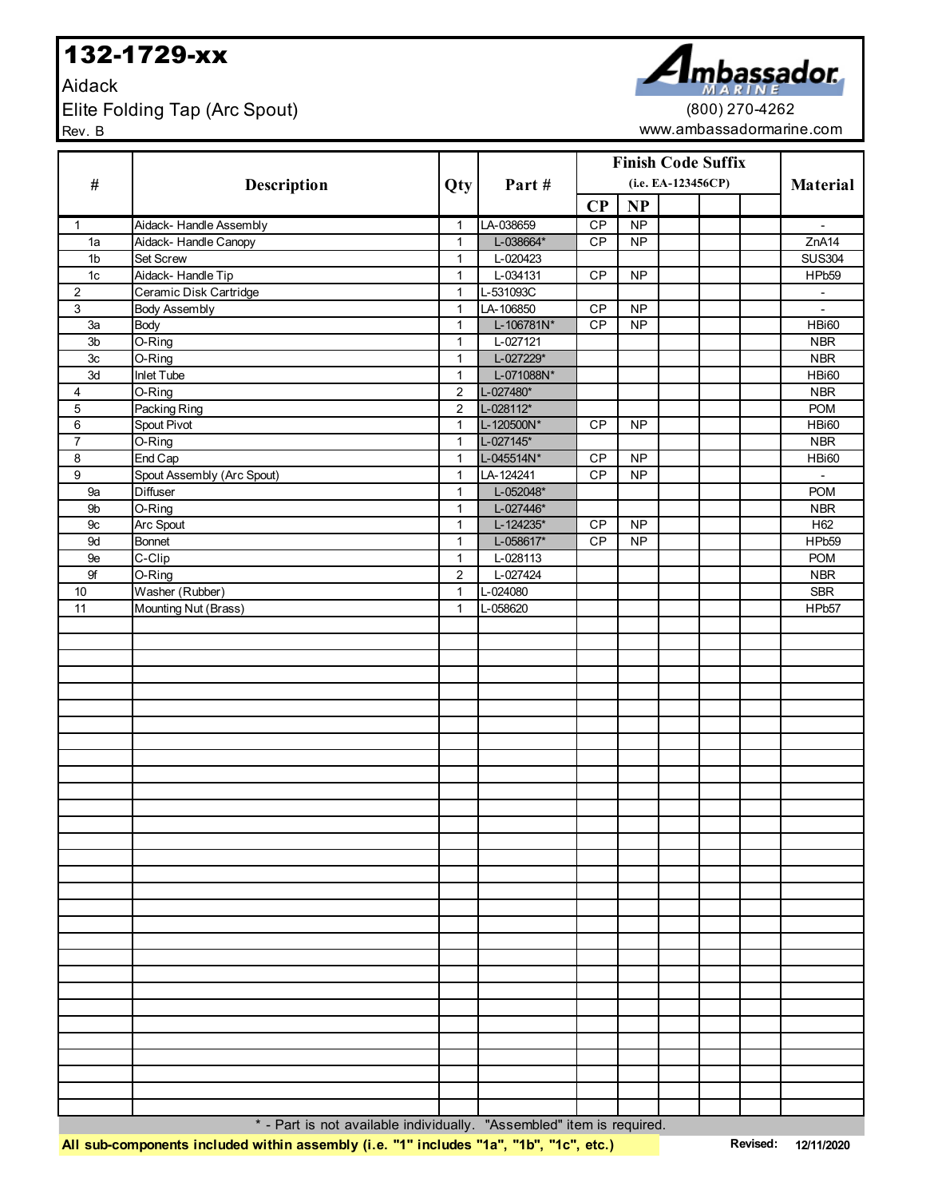# 132-1729-xx

Aidack

Elite Folding Tap (Arc Spout)

Rev. B

Ambassador Marine

(800) 270-4262

www.ambassadormarine.com

| # | Description | Qty | Part # | Finish Code Suffix (i.e. EA-123456CP) | | | | | Material |
|---|---|---|---|---|---|---|---|---|---|
| | | | | CP | NP | | | | |
| 1 | Aidack- Handle Assembly | 1 | LA-038659 | CP | NP | | | | - |
| 1a | Aidack- Handle Canopy | 1 | L-038664* | CP | NP | | | | ZnA14 |
| 1b | Set Screw | 1 | L-020423 | | | | | | SUS304 |
| 1c | Aidack- Handle Tip | 1 | L-034131 | CP | NP | | | | HPb59 |
| 2 | Ceramic Disk Cartridge | 1 | L-531093C | | | | | | - |
| 3 | Body Assembly | 1 | LA-106850 | CP | NP | | | | - |
| 3a | Body | 1 | L-106781N* | CP | NP | | | | HBi60 |
| 3b | O-Ring | 1 | L-027121 | | | | | | NBR |
| 3c | O-Ring | 1 | L-027229* | | | | | | NBR |
| 3d | Inlet Tube | 1 | L-071088N* | | | | | | HBi60 |
| 4 | O-Ring | 2 | L-027480* | | | | | | NBR |
| 5 | Packing Ring | 2 | L-028112* | | | | | | POM |
| 6 | Spout Pivot | 1 | L-120500N* | CP | NP | | | | HBi60 |
| 7 | O-Ring | 1 | L-027145* | | | | | | NBR |
| 8 | End Cap | 1 | L-045514N* | CP | NP | | | | HBi60 |
| 9 | Spout Assembly (Arc Spout) | 1 | LA-124241 | CP | NP | | | | - |
| 9a | Diffuser | 1 | L-052048* | | | | | | POM |
| 9b | O-Ring | 1 | L-027446* | | | | | | NBR |
| 9c | Arc Spout | 1 | L-124235* | CP | NP | | | | H62 |
| 9d | Bonnet | 1 | L-058617* | CP | NP | | | | HPb59 |
| 9e | C-Clip | 1 | L-028113 | | | | | | POM |
| 9f | O-Ring | 2 | L-027424 | | | | | | NBR |
| 10 | Washer (Rubber) | 1 | L-024080 | | | | | | SBR |
| 11 | Mounting Nut (Brass) | 1 | L-058620 | | | | | | HPb57 |

\* - Part is not available individually. "Assembled" item is required.

**All sub-components included within assembly (i.e. "1" includes "1a", "1b", "1c", etc.)**

**Revised: 12/11/2020**